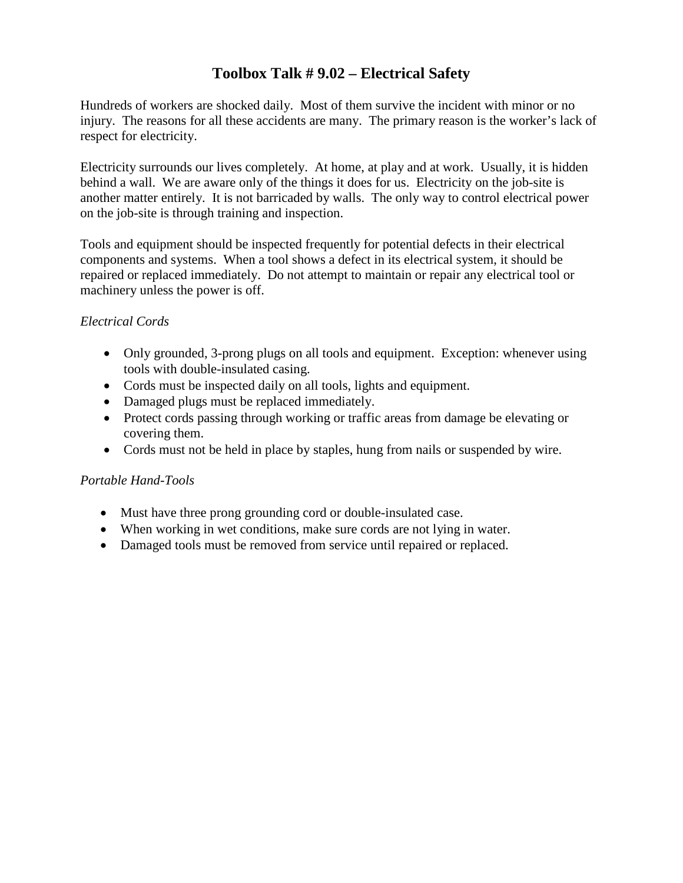# Toolbox Talk # 9.02 – Electrical Safety

Hundreds of workers are shocked daily. Most of them survive the incident with minor or no injury. The reasons for all these accidents are many. The primary reason is the worker's lack of respect for electricity.

Electricity surrounds our lives completely. At home, at play and at work. Usually, it is hidden behind a wall. We are aware only of the things it does for us. Electricity on the job-site is another matter entirely. It is not barricaded by walls. The only way to control electrical power on the job-site is through training and inspection.

Tools and equipment should be inspected frequently for potential defects in their electrical components and systems. When a tool shows a defect in its electrical system, it should be repaired or replaced immediately. Do not attempt to maintain or repair any electrical tool or machinery unless the power is off.

*Electrical Cords*

- Only grounded, 3-prong plugs on all tools and equipment. Exception: whenever using tools with double-insulated casing.
- Cords must be inspected daily on all tools, lights and equipment.
- Damaged plugs must be replaced immediately.
- Protect cords passing through working or traffic areas from damage be elevating or covering them.
- Cords must not be held in place by staples, hung from nails or suspended by wire.

*Portable Hand-Tools*

- Must have three prong grounding cord or double-insulated case.
- When working in wet conditions, make sure cords are not lying in water.
- Damaged tools must be removed from service until repaired or replaced.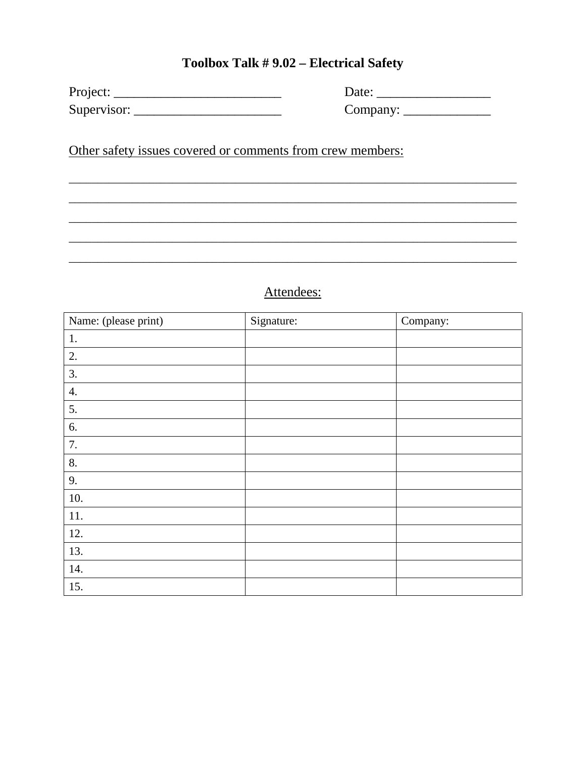## Toolbox Talk # 9.02 – Electrical Safety

Project: _________________________ Date: _________________

Supervisor: ______________________ Company: _____________

Other safety issues covered or comments from crew members:

_____________________________________________________________________

_____________________________________________________________________

_____________________________________________________________________

_____________________________________________________________________

_____________________________________________________________________

Attendees:

| Name: (please print) | Signature: | Company: |
|---|---|---|
| 1. | | |
| 2. | | |
| 3. | | |
| 4. | | |
| 5. | | |
| 6. | | |
| 7. | | |
| 8. | | |
| 9. | | |
| 10. | | |
| 11. | | |
| 12. | | |
| 13. | | |
| 14. | | |
| 15. | | |